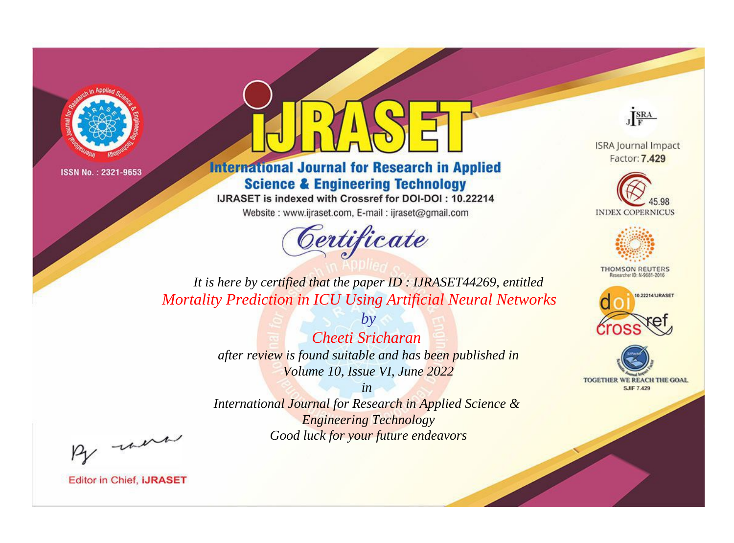ISSN No. : 2321-9653

# iJRASET

## International Journal for Research in Applied Science & Engineering Technology

IJRASET is indexed with Crossref for DOI-DOI : 10.22214

Website : www.ijraset.com, E-mail : ijraset@gmail.com

# Certificate

*It is here by certified that the paper ID : IJRASET44269, entitled*

*Mortality Prediction in ICU Using Artificial Neural Networks*

*by*

*Cheeti Sricharan*

*after review is found suitable and has been published in*

*Volume 10, Issue VI, June 2022*

*in*

*International Journal for Research in Applied Science & Engineering Technology*

*Good luck for your future endeavors*

ISRA Journal Impact Factor: **7.429**

45.98 INDEX COPERNICUS

THOMSON REUTERS Researcher ID: N-9681-2016

10.22214/IJRASET

TOGETHER WE REACH THE GOAL SJIF 7.429

Editor in Chief, **iJRASET**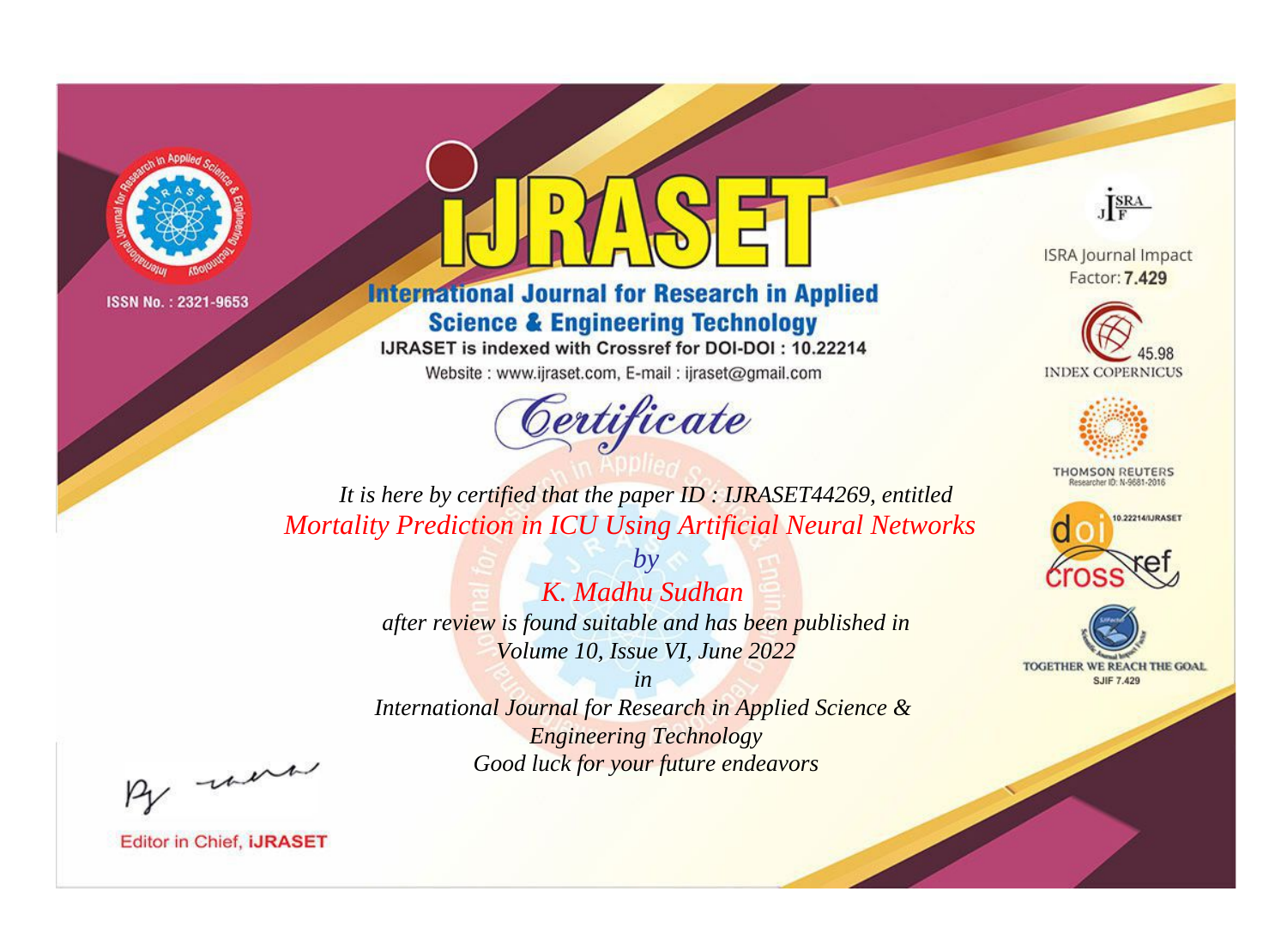ISSN No. : 2321-9653

# iJRASET

## International Journal for Research in Applied Science & Engineering Technology

IJRASET is indexed with Crossref for DOI-DOI : 10.22214

Website : www.ijraset.com, E-mail : ijraset@gmail.com

# Certificate

*It is here by certified that the paper ID : IJRASET44269, entitled*

*Mortality Prediction in ICU Using Artificial Neural Networks*

*by*

*K. Madhu Sudhan*

*after review is found suitable and has been published in*

*Volume 10, Issue VI, June 2022*

*in*

*International Journal for Research in Applied Science & Engineering Technology*

*Good luck for your future endeavors*

ISRA Journal Impact Factor: **7.429**

45.98 INDEX COPERNICUS

THOMSON REUTERS Researcher ID: N-9681-2016

10.22214/IJRASET

TOGETHER WE REACH THE GOAL SJIF 7.429

Editor in Chief, **iJRASET**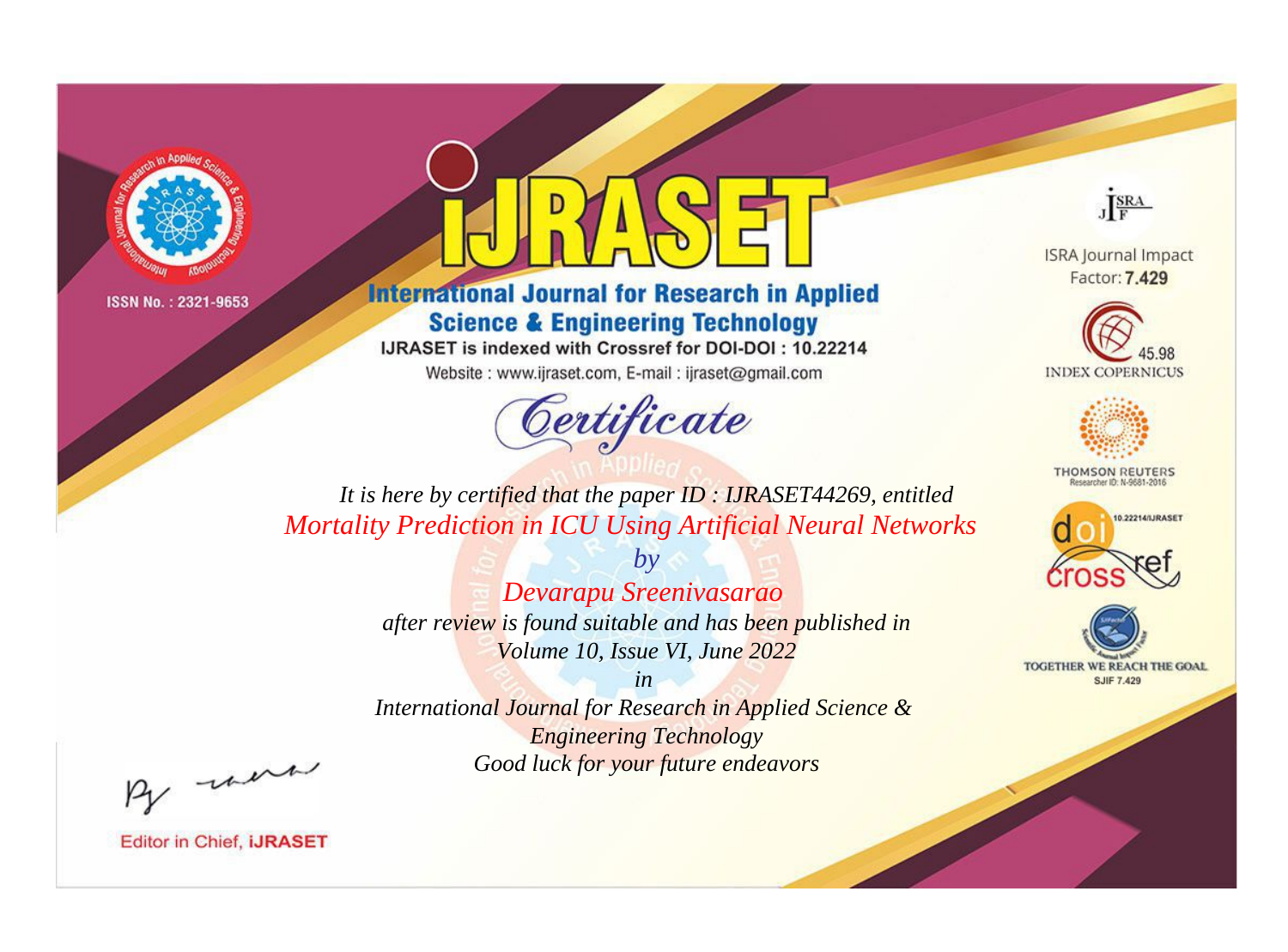ISSN No. : 2321-9653

# iJRASET

## International Journal for Research in Applied Science & Engineering Technology

IJRASET is indexed with Crossref for DOI-DOI : 10.22214

Website : www.ijraset.com, E-mail : ijraset@gmail.com

# Certificate

*It is here by certified that the paper ID : IJRASET44269, entitled*

*Mortality Prediction in ICU Using Artificial Neural Networks*

*by*

*Devarapu Sreenivasarao*

*after review is found suitable and has been published in*

*Volume 10, Issue VI, June 2022*

*in*

*International Journal for Research in Applied Science & Engineering Technology*

*Good luck for your future endeavors*

ISRA Journal Impact Factor: **7.429**

45.98 INDEX COPERNICUS

THOMSON REUTERS Researcher ID: N-9681-2016

10.22214/IJRASET

TOGETHER WE REACH THE GOAL SJIF 7.429

Editor in Chief, **iJRASET**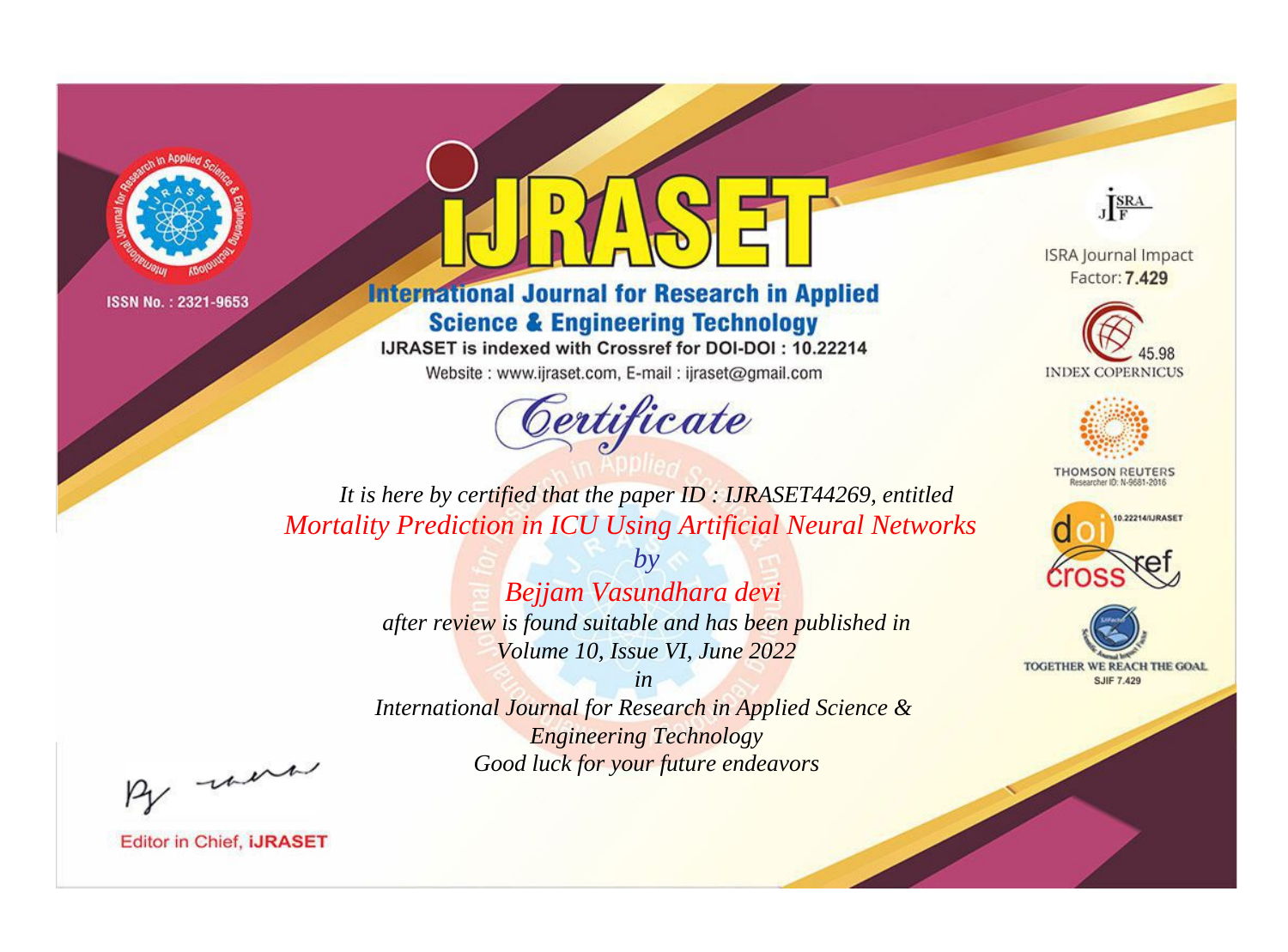ISSN No. : 2321-9653

# IJRASET

## International Journal for Research in Applied Science & Engineering Technology

IJRASET is indexed with Crossref for DOI-DOI : 10.22214

Website : www.ijraset.com, E-mail : ijraset@gmail.com

ISRA Journal Impact Factor: **7.429**

45.98 INDEX COPERNICUS

THOMSON REUTERS Researcher ID: N-9681-2016

10.22214/IJRASET

TOGETHER WE REACH THE GOAL SJIF 7.429

*Certificate*

*It is here by certified that the paper ID : IJRASET44269, entitled*

*Mortality Prediction in ICU Using Artificial Neural Networks*

*by*

*Bejjam Vasundhara devi*

*after review is found suitable and has been published in*

*Volume 10, Issue VI, June 2022*

*in*

*International Journal for Research in Applied Science & Engineering Technology*

*Good luck for your future endeavors*

Editor in Chief, **iJRASET**